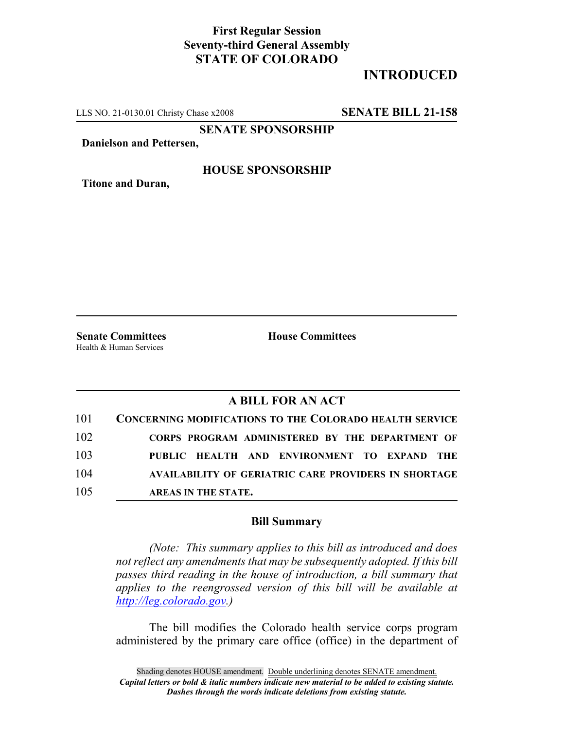**First Regular Session**
**Seventy-third General Assembly**
**STATE OF COLORADO**

# INTRODUCED

LLS NO. 21-0130.01 Christy Chase x2008 **SENATE BILL 21-158**

**SENATE SPONSORSHIP**

**Danielson and Pettersen,**

**HOUSE SPONSORSHIP**

**Titone and Duran,**

**Senate Committees**
Health & Human Services

**House Committees**

## A BILL FOR AN ACT

101 **CONCERNING MODIFICATIONS TO THE COLORADO HEALTH SERVICE**
102 **CORPS PROGRAM ADMINISTERED BY THE DEPARTMENT OF**
103 **PUBLIC HEALTH AND ENVIRONMENT TO EXPAND THE**
104 **AVAILABILITY OF GERIATRIC CARE PROVIDERS IN SHORTAGE**
105 **AREAS IN THE STATE.**

### Bill Summary

*(Note: This summary applies to this bill as introduced and does not reflect any amendments that may be subsequently adopted. If this bill passes third reading in the house of introduction, a bill summary that applies to the reengrossed version of this bill will be available at http://leg.colorado.gov.)*

The bill modifies the Colorado health service corps program administered by the primary care office (office) in the department of

Shading denotes HOUSE amendment. Double underlining denotes SENATE amendment.
***Capital letters or bold & italic numbers indicate new material to be added to existing statute.***
***Dashes through the words indicate deletions from existing statute.***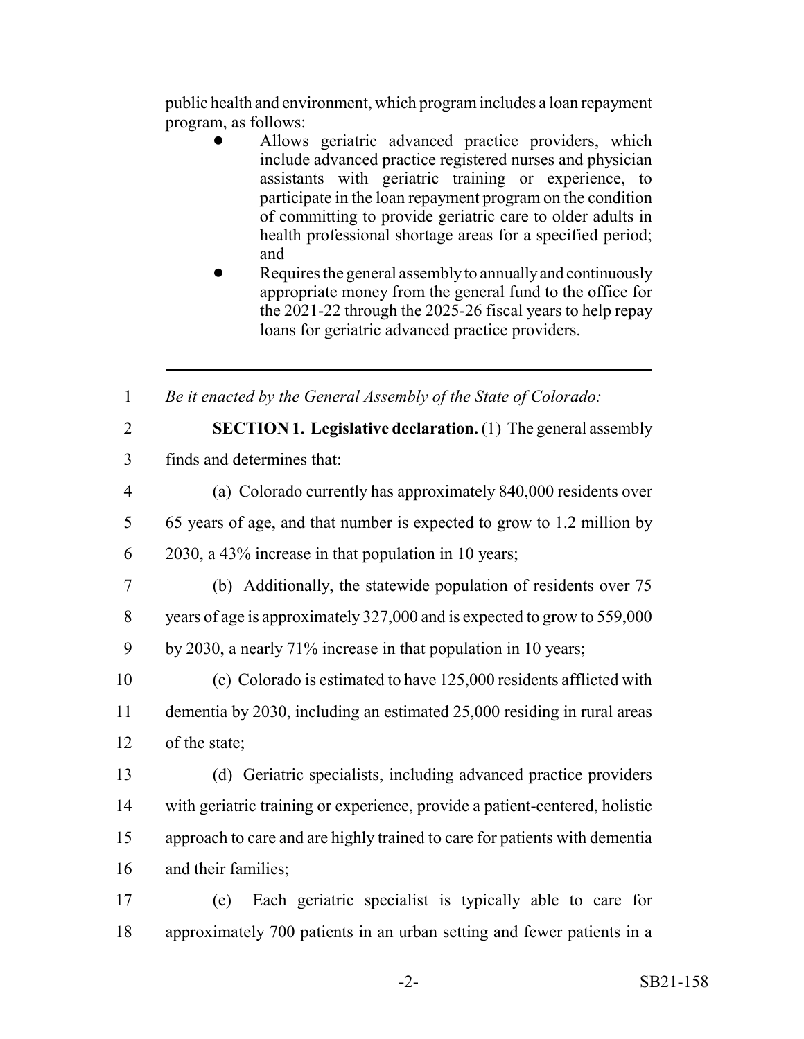public health and environment, which program includes a loan repayment program, as follows:

- Allows geriatric advanced practice providers, which include advanced practice registered nurses and physician assistants with geriatric training or experience, to participate in the loan repayment program on the condition of committing to provide geriatric care to older adults in health professional shortage areas for a specified period; and
- Requires the general assembly to annually and continuously appropriate money from the general fund to the office for the 2021-22 through the 2025-26 fiscal years to help repay loans for geriatric advanced practice providers.

---

*Be it enacted by the General Assembly of the State of Colorado:*

**SECTION 1. Legislative declaration.** (1) The general assembly finds and determines that:

(a) Colorado currently has approximately 840,000 residents over 65 years of age, and that number is expected to grow to 1.2 million by 2030, a 43% increase in that population in 10 years;

(b) Additionally, the statewide population of residents over 75 years of age is approximately 327,000 and is expected to grow to 559,000 by 2030, a nearly 71% increase in that population in 10 years;

(c) Colorado is estimated to have 125,000 residents afflicted with dementia by 2030, including an estimated 25,000 residing in rural areas of the state;

(d) Geriatric specialists, including advanced practice providers with geriatric training or experience, provide a patient-centered, holistic approach to care and are highly trained to care for patients with dementia and their families;

(e) Each geriatric specialist is typically able to care for approximately 700 patients in an urban setting and fewer patients in a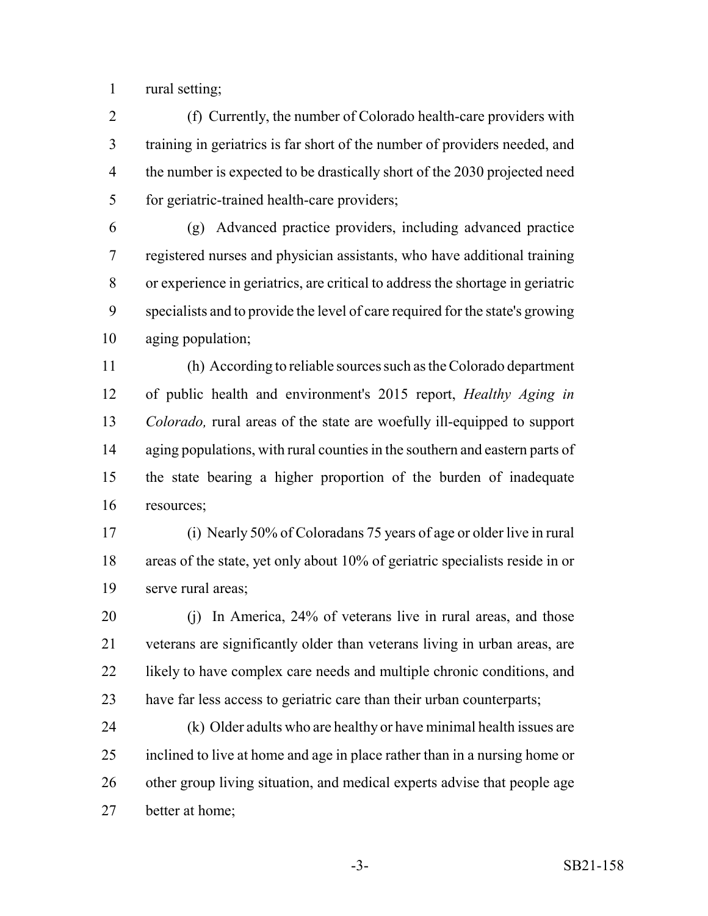rural setting;

(f) Currently, the number of Colorado health-care providers with training in geriatrics is far short of the number of providers needed, and the number is expected to be drastically short of the 2030 projected need for geriatric-trained health-care providers;

(g) Advanced practice providers, including advanced practice registered nurses and physician assistants, who have additional training or experience in geriatrics, are critical to address the shortage in geriatric specialists and to provide the level of care required for the state's growing aging population;

(h) According to reliable sources such as the Colorado department of public health and environment's 2015 report, *Healthy Aging in Colorado,* rural areas of the state are woefully ill-equipped to support aging populations, with rural counties in the southern and eastern parts of the state bearing a higher proportion of the burden of inadequate resources;

(i) Nearly 50% of Coloradans 75 years of age or older live in rural areas of the state, yet only about 10% of geriatric specialists reside in or serve rural areas;

(j) In America, 24% of veterans live in rural areas, and those veterans are significantly older than veterans living in urban areas, are likely to have complex care needs and multiple chronic conditions, and have far less access to geriatric care than their urban counterparts;

(k) Older adults who are healthy or have minimal health issues are inclined to live at home and age in place rather than in a nursing home or other group living situation, and medical experts advise that people age better at home;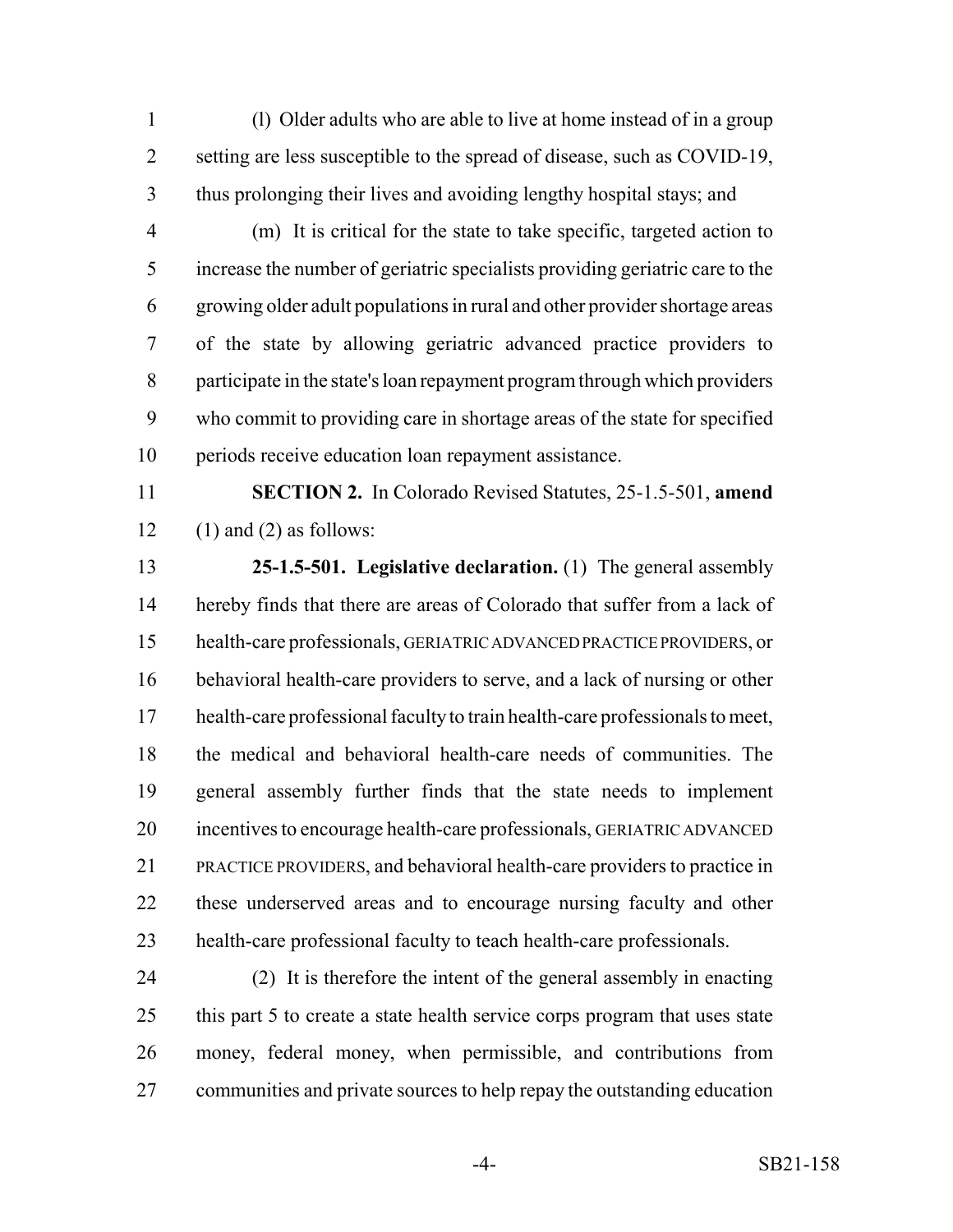(l) Older adults who are able to live at home instead of in a group setting are less susceptible to the spread of disease, such as COVID-19, thus prolonging their lives and avoiding lengthy hospital stays; and

(m) It is critical for the state to take specific, targeted action to increase the number of geriatric specialists providing geriatric care to the growing older adult populations in rural and other provider shortage areas of the state by allowing geriatric advanced practice providers to participate in the state's loan repayment program through which providers who commit to providing care in shortage areas of the state for specified periods receive education loan repayment assistance.

**SECTION 2.** In Colorado Revised Statutes, 25-1.5-501, **amend** (1) and (2) as follows:

**25-1.5-501. Legislative declaration.** (1) The general assembly hereby finds that there are areas of Colorado that suffer from a lack of health-care professionals, GERIATRIC ADVANCED PRACTICE PROVIDERS, or behavioral health-care providers to serve, and a lack of nursing or other health-care professional faculty to train health-care professionals to meet, the medical and behavioral health-care needs of communities. The general assembly further finds that the state needs to implement incentives to encourage health-care professionals, GERIATRIC ADVANCED PRACTICE PROVIDERS, and behavioral health-care providers to practice in these underserved areas and to encourage nursing faculty and other health-care professional faculty to teach health-care professionals.

(2) It is therefore the intent of the general assembly in enacting this part 5 to create a state health service corps program that uses state money, federal money, when permissible, and contributions from communities and private sources to help repay the outstanding education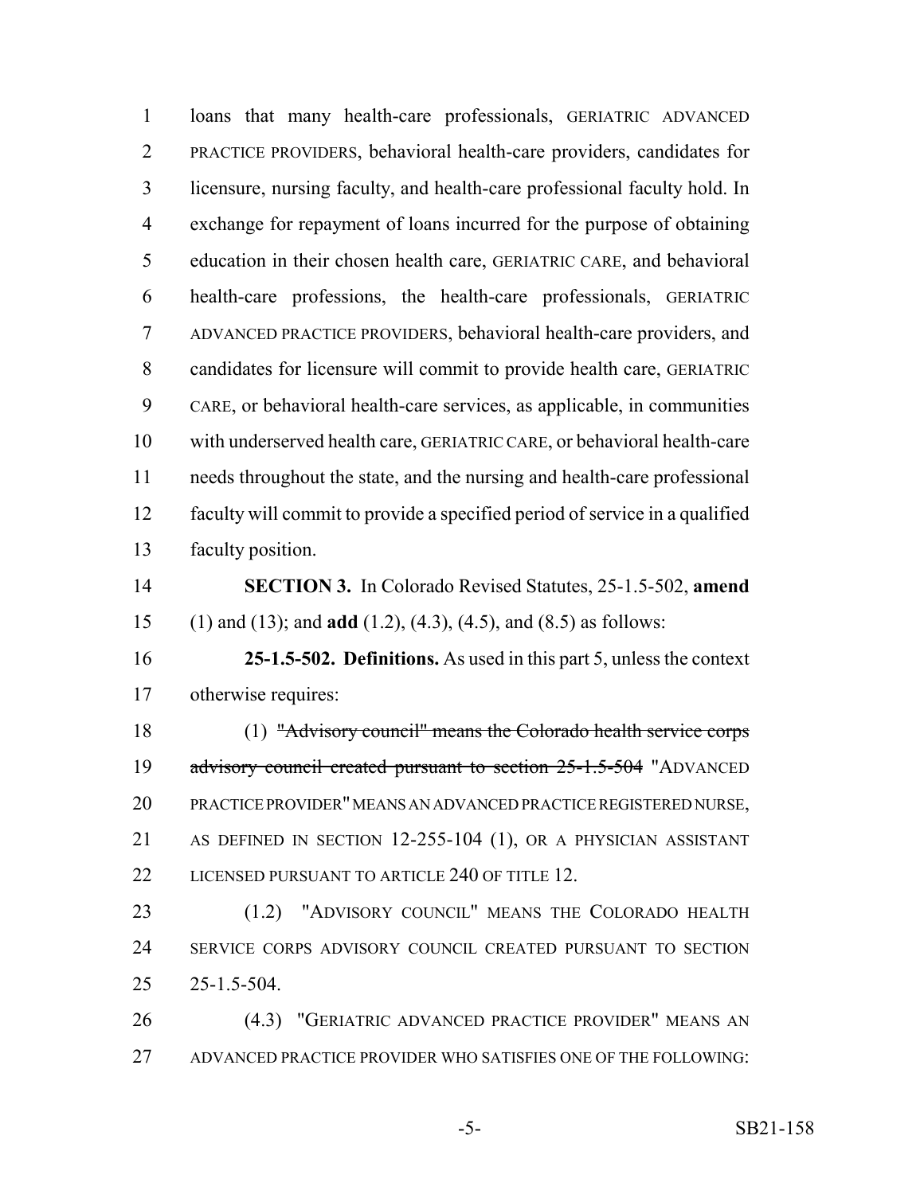loans that many health-care professionals, GERIATRIC ADVANCED PRACTICE PROVIDERS, behavioral health-care providers, candidates for licensure, nursing faculty, and health-care professional faculty hold. In exchange for repayment of loans incurred for the purpose of obtaining education in their chosen health care, GERIATRIC CARE, and behavioral health-care professions, the health-care professionals, GERIATRIC ADVANCED PRACTICE PROVIDERS, behavioral health-care providers, and candidates for licensure will commit to provide health care, GERIATRIC CARE, or behavioral health-care services, as applicable, in communities with underserved health care, GERIATRIC CARE, or behavioral health-care needs throughout the state, and the nursing and health-care professional faculty will commit to provide a specified period of service in a qualified faculty position.

**SECTION 3.** In Colorado Revised Statutes, 25-1.5-502, **amend** (1) and (13); and **add** (1.2), (4.3), (4.5), and (8.5) as follows:

**25-1.5-502. Definitions.** As used in this part 5, unless the context otherwise requires:

(1) ~~"Advisory council" means the Colorado health service corps advisory council created pursuant to section 25-1.5-504~~ "ADVANCED PRACTICE PROVIDER" MEANS AN ADVANCED PRACTICE REGISTERED NURSE, AS DEFINED IN SECTION 12-255-104 (1), OR A PHYSICIAN ASSISTANT LICENSED PURSUANT TO ARTICLE 240 OF TITLE 12.

(1.2) "ADVISORY COUNCIL" MEANS THE COLORADO HEALTH SERVICE CORPS ADVISORY COUNCIL CREATED PURSUANT TO SECTION 25-1.5-504.

(4.3) "GERIATRIC ADVANCED PRACTICE PROVIDER" MEANS AN ADVANCED PRACTICE PROVIDER WHO SATISFIES ONE OF THE FOLLOWING: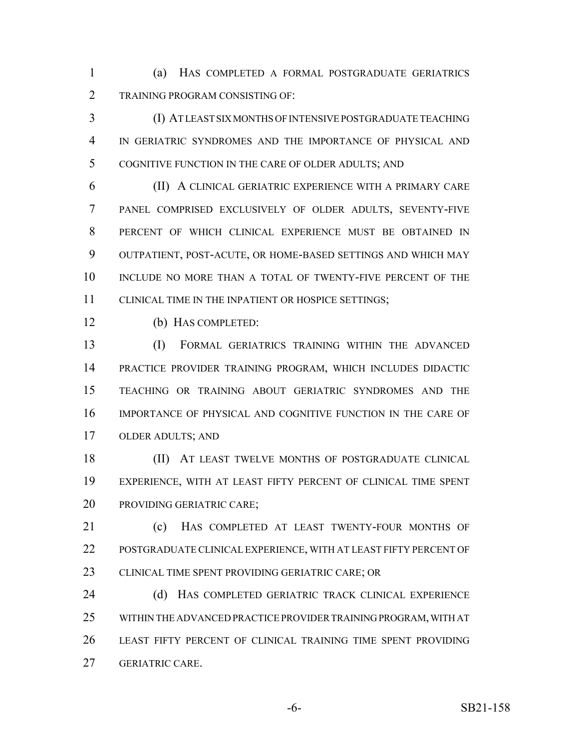(a) HAS COMPLETED A FORMAL POSTGRADUATE GERIATRICS TRAINING PROGRAM CONSISTING OF:

(I) AT LEAST SIX MONTHS OF INTENSIVE POSTGRADUATE TEACHING IN GERIATRIC SYNDROMES AND THE IMPORTANCE OF PHYSICAL AND COGNITIVE FUNCTION IN THE CARE OF OLDER ADULTS; AND

(II) A CLINICAL GERIATRIC EXPERIENCE WITH A PRIMARY CARE PANEL COMPRISED EXCLUSIVELY OF OLDER ADULTS, SEVENTY-FIVE PERCENT OF WHICH CLINICAL EXPERIENCE MUST BE OBTAINED IN OUTPATIENT, POST-ACUTE, OR HOME-BASED SETTINGS AND WHICH MAY INCLUDE NO MORE THAN A TOTAL OF TWENTY-FIVE PERCENT OF THE CLINICAL TIME IN THE INPATIENT OR HOSPICE SETTINGS;

(b) HAS COMPLETED:

(I) FORMAL GERIATRICS TRAINING WITHIN THE ADVANCED PRACTICE PROVIDER TRAINING PROGRAM, WHICH INCLUDES DIDACTIC TEACHING OR TRAINING ABOUT GERIATRIC SYNDROMES AND THE IMPORTANCE OF PHYSICAL AND COGNITIVE FUNCTION IN THE CARE OF OLDER ADULTS; AND

(II) AT LEAST TWELVE MONTHS OF POSTGRADUATE CLINICAL EXPERIENCE, WITH AT LEAST FIFTY PERCENT OF CLINICAL TIME SPENT PROVIDING GERIATRIC CARE;

(c) HAS COMPLETED AT LEAST TWENTY-FOUR MONTHS OF POSTGRADUATE CLINICAL EXPERIENCE, WITH AT LEAST FIFTY PERCENT OF CLINICAL TIME SPENT PROVIDING GERIATRIC CARE; OR

(d) HAS COMPLETED GERIATRIC TRACK CLINICAL EXPERIENCE WITHIN THE ADVANCED PRACTICE PROVIDER TRAINING PROGRAM, WITH AT LEAST FIFTY PERCENT OF CLINICAL TRAINING TIME SPENT PROVIDING GERIATRIC CARE.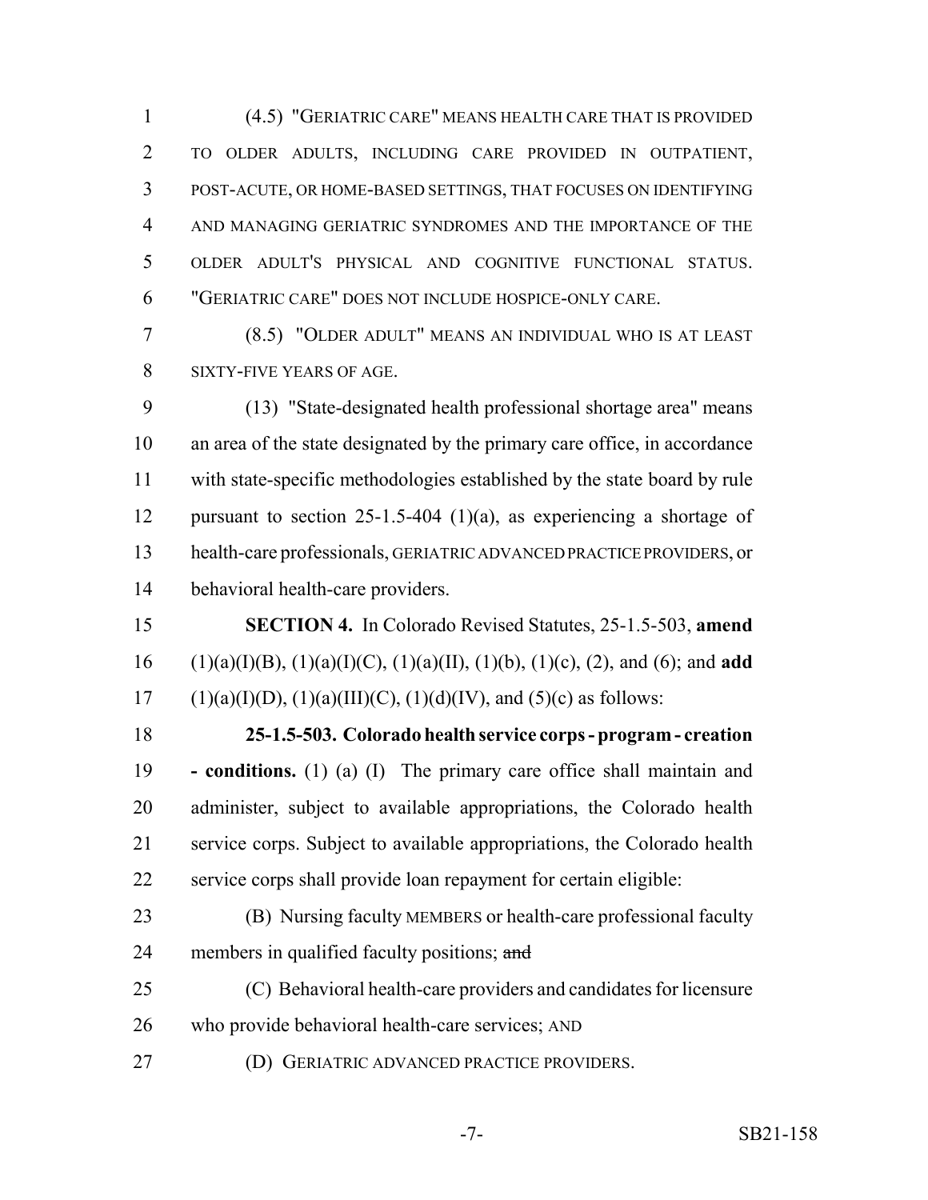(4.5) "GERIATRIC CARE" MEANS HEALTH CARE THAT IS PROVIDED TO OLDER ADULTS, INCLUDING CARE PROVIDED IN OUTPATIENT, POST-ACUTE, OR HOME-BASED SETTINGS, THAT FOCUSES ON IDENTIFYING AND MANAGING GERIATRIC SYNDROMES AND THE IMPORTANCE OF THE OLDER ADULT'S PHYSICAL AND COGNITIVE FUNCTIONAL STATUS. "GERIATRIC CARE" DOES NOT INCLUDE HOSPICE-ONLY CARE.

(8.5) "OLDER ADULT" MEANS AN INDIVIDUAL WHO IS AT LEAST SIXTY-FIVE YEARS OF AGE.

(13) "State-designated health professional shortage area" means an area of the state designated by the primary care office, in accordance with state-specific methodologies established by the state board by rule pursuant to section 25-1.5-404 (1)(a), as experiencing a shortage of health-care professionals, GERIATRIC ADVANCED PRACTICE PROVIDERS, or behavioral health-care providers.

**SECTION 4.** In Colorado Revised Statutes, 25-1.5-503, **amend** (1)(a)(I)(B), (1)(a)(I)(C), (1)(a)(II), (1)(b), (1)(c), (2), and (6); and **add** (1)(a)(I)(D), (1)(a)(III)(C), (1)(d)(IV), and (5)(c) as follows:

**25-1.5-503. Colorado health service corps - program - creation - conditions.** (1) (a) (I) The primary care office shall maintain and administer, subject to available appropriations, the Colorado health service corps. Subject to available appropriations, the Colorado health service corps shall provide loan repayment for certain eligible:

(B) Nursing faculty MEMBERS or health-care professional faculty members in qualified faculty positions; ~~and~~

(C) Behavioral health-care providers and candidates for licensure who provide behavioral health-care services; AND

(D) GERIATRIC ADVANCED PRACTICE PROVIDERS.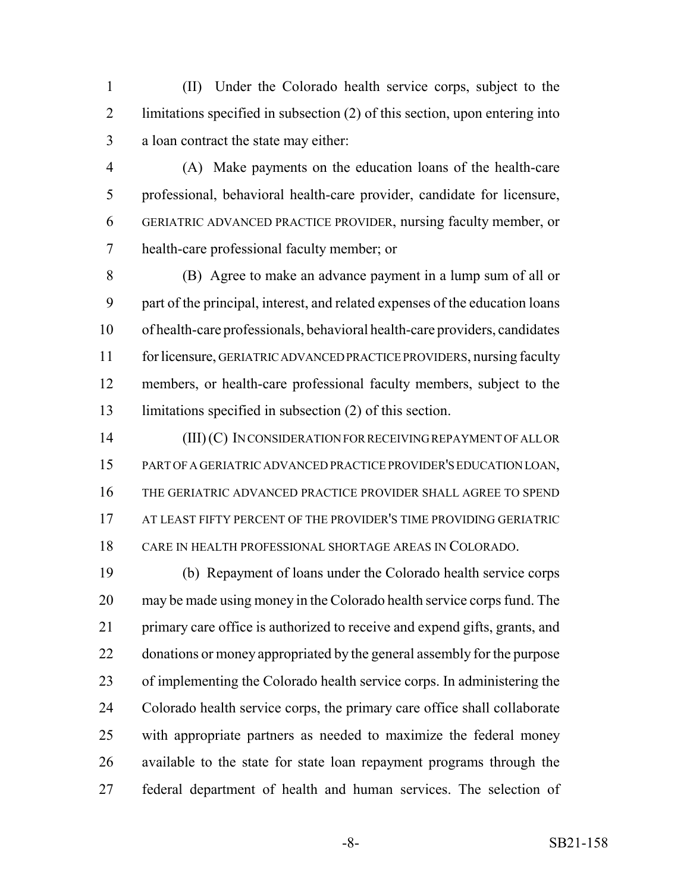(II) Under the Colorado health service corps, subject to the limitations specified in subsection (2) of this section, upon entering into a loan contract the state may either:

(A) Make payments on the education loans of the health-care professional, behavioral health-care provider, candidate for licensure, GERIATRIC ADVANCED PRACTICE PROVIDER, nursing faculty member, or health-care professional faculty member; or

(B) Agree to make an advance payment in a lump sum of all or part of the principal, interest, and related expenses of the education loans of health-care professionals, behavioral health-care providers, candidates for licensure, GERIATRIC ADVANCED PRACTICE PROVIDERS, nursing faculty members, or health-care professional faculty members, subject to the limitations specified in subsection (2) of this section.

(III) (C) IN CONSIDERATION FOR RECEIVING REPAYMENT OF ALL OR PART OF A GERIATRIC ADVANCED PRACTICE PROVIDER'S EDUCATION LOAN, THE GERIATRIC ADVANCED PRACTICE PROVIDER SHALL AGREE TO SPEND AT LEAST FIFTY PERCENT OF THE PROVIDER'S TIME PROVIDING GERIATRIC CARE IN HEALTH PROFESSIONAL SHORTAGE AREAS IN COLORADO.

(b) Repayment of loans under the Colorado health service corps may be made using money in the Colorado health service corps fund. The primary care office is authorized to receive and expend gifts, grants, and donations or money appropriated by the general assembly for the purpose of implementing the Colorado health service corps. In administering the Colorado health service corps, the primary care office shall collaborate with appropriate partners as needed to maximize the federal money available to the state for state loan repayment programs through the federal department of health and human services. The selection of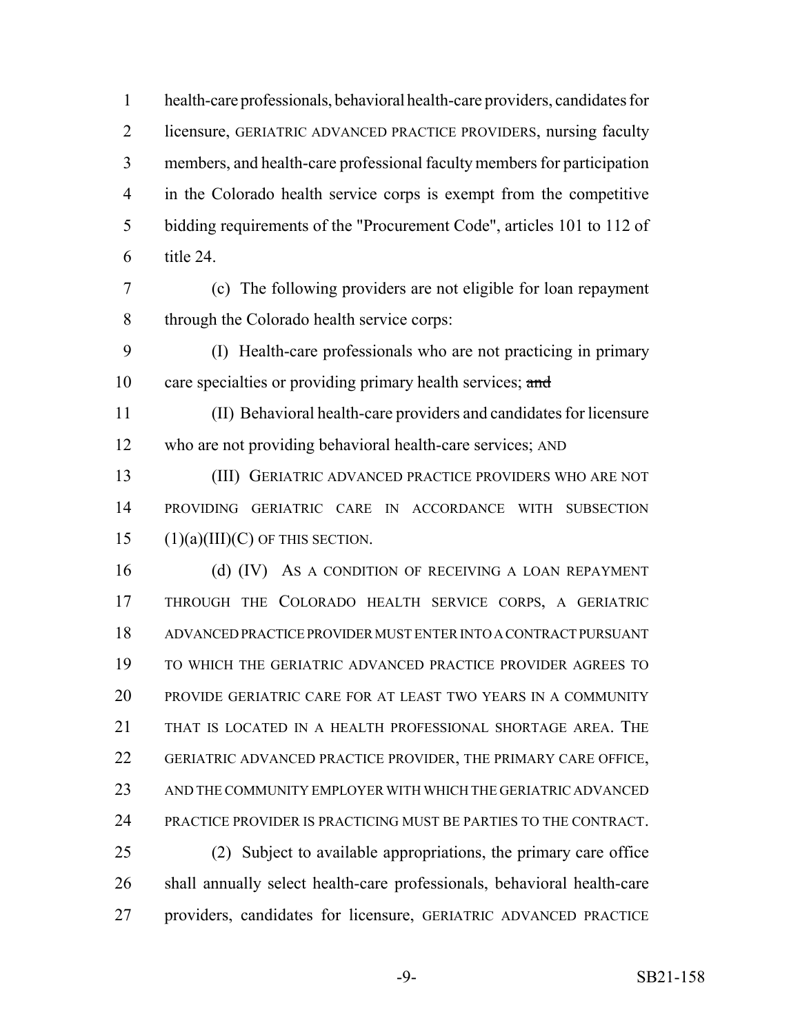health-care professionals, behavioral health-care providers, candidates for licensure, GERIATRIC ADVANCED PRACTICE PROVIDERS, nursing faculty members, and health-care professional faculty members for participation in the Colorado health service corps is exempt from the competitive bidding requirements of the "Procurement Code", articles 101 to 112 of title 24.

(c) The following providers are not eligible for loan repayment through the Colorado health service corps:

(I) Health-care professionals who are not practicing in primary care specialties or providing primary health services; ~~and~~

(II) Behavioral health-care providers and candidates for licensure who are not providing behavioral health-care services; AND

(III) GERIATRIC ADVANCED PRACTICE PROVIDERS WHO ARE NOT PROVIDING GERIATRIC CARE IN ACCORDANCE WITH SUBSECTION (1)(a)(III)(C) OF THIS SECTION.

(d) (IV) AS A CONDITION OF RECEIVING A LOAN REPAYMENT THROUGH THE COLORADO HEALTH SERVICE CORPS, A GERIATRIC ADVANCED PRACTICE PROVIDER MUST ENTER INTO A CONTRACT PURSUANT TO WHICH THE GERIATRIC ADVANCED PRACTICE PROVIDER AGREES TO PROVIDE GERIATRIC CARE FOR AT LEAST TWO YEARS IN A COMMUNITY THAT IS LOCATED IN A HEALTH PROFESSIONAL SHORTAGE AREA. THE GERIATRIC ADVANCED PRACTICE PROVIDER, THE PRIMARY CARE OFFICE, AND THE COMMUNITY EMPLOYER WITH WHICH THE GERIATRIC ADVANCED PRACTICE PROVIDER IS PRACTICING MUST BE PARTIES TO THE CONTRACT.

(2) Subject to available appropriations, the primary care office shall annually select health-care professionals, behavioral health-care providers, candidates for licensure, GERIATRIC ADVANCED PRACTICE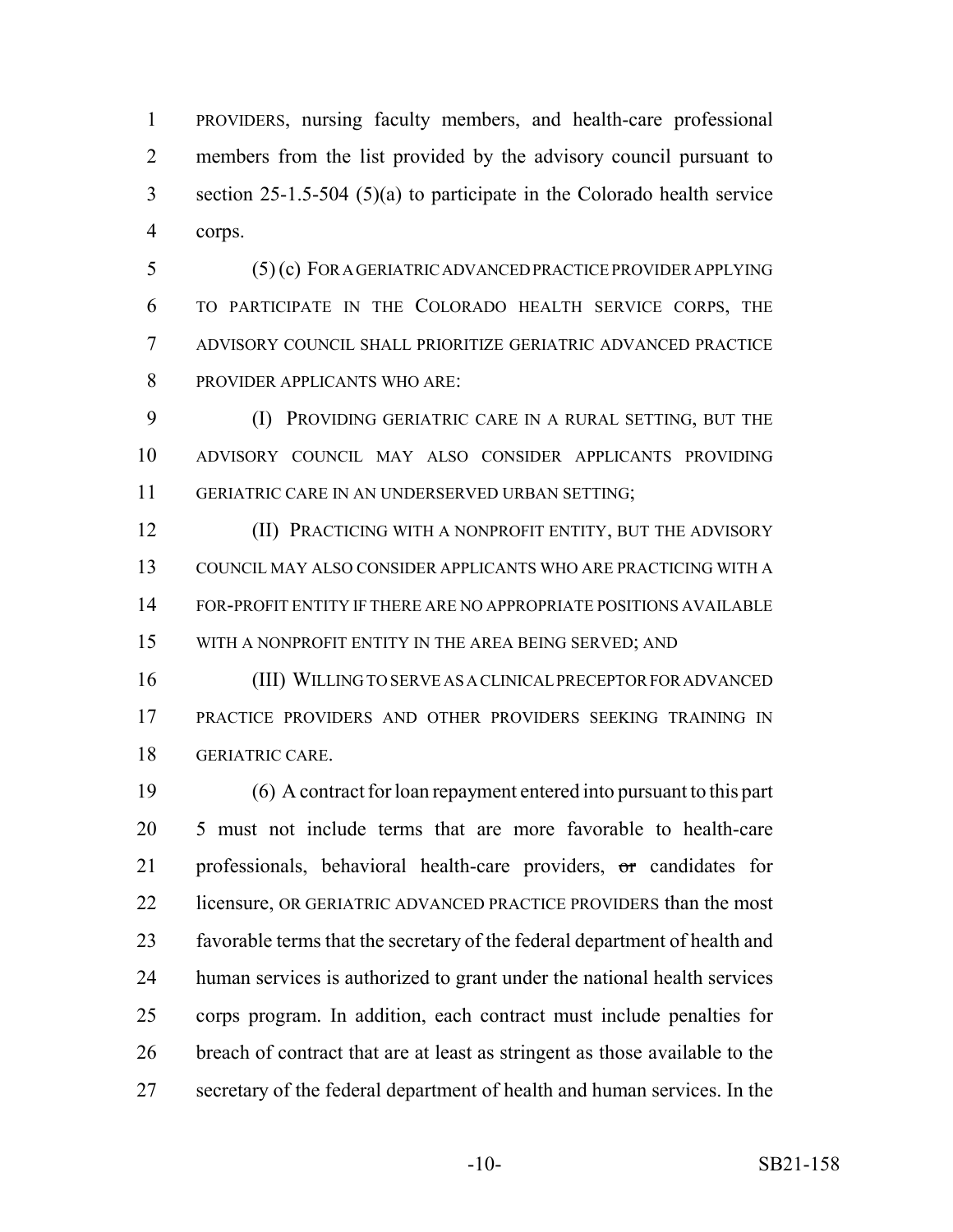PROVIDERS, nursing faculty members, and health-care professional members from the list provided by the advisory council pursuant to section 25-1.5-504 (5)(a) to participate in the Colorado health service corps.

(5) (c) FOR A GERIATRIC ADVANCED PRACTICE PROVIDER APPLYING TO PARTICIPATE IN THE COLORADO HEALTH SERVICE CORPS, THE ADVISORY COUNCIL SHALL PRIORITIZE GERIATRIC ADVANCED PRACTICE PROVIDER APPLICANTS WHO ARE:

(I) PROVIDING GERIATRIC CARE IN A RURAL SETTING, BUT THE ADVISORY COUNCIL MAY ALSO CONSIDER APPLICANTS PROVIDING GERIATRIC CARE IN AN UNDERSERVED URBAN SETTING;

(II) PRACTICING WITH A NONPROFIT ENTITY, BUT THE ADVISORY COUNCIL MAY ALSO CONSIDER APPLICANTS WHO ARE PRACTICING WITH A FOR-PROFIT ENTITY IF THERE ARE NO APPROPRIATE POSITIONS AVAILABLE WITH A NONPROFIT ENTITY IN THE AREA BEING SERVED; AND

(III) WILLING TO SERVE AS A CLINICAL PRECEPTOR FOR ADVANCED PRACTICE PROVIDERS AND OTHER PROVIDERS SEEKING TRAINING IN GERIATRIC CARE.

(6) A contract for loan repayment entered into pursuant to this part 5 must not include terms that are more favorable to health-care professionals, behavioral health-care providers, ~~or~~ candidates for licensure, OR GERIATRIC ADVANCED PRACTICE PROVIDERS than the most favorable terms that the secretary of the federal department of health and human services is authorized to grant under the national health services corps program. In addition, each contract must include penalties for breach of contract that are at least as stringent as those available to the secretary of the federal department of health and human services. In the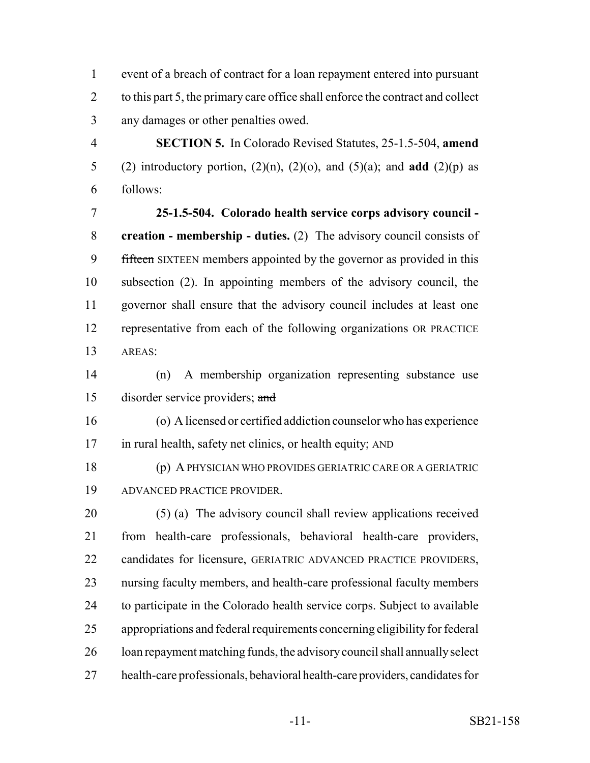event of a breach of contract for a loan repayment entered into pursuant to this part 5, the primary care office shall enforce the contract and collect any damages or other penalties owed.

**SECTION 5.** In Colorado Revised Statutes, 25-1.5-504, **amend** (2) introductory portion, (2)(n), (2)(o), and (5)(a); and **add** (2)(p) as follows:

**25-1.5-504. Colorado health service corps advisory council - creation - membership - duties.** (2) The advisory council consists of ~~fifteen~~ SIXTEEN members appointed by the governor as provided in this subsection (2). In appointing members of the advisory council, the governor shall ensure that the advisory council includes at least one representative from each of the following organizations OR PRACTICE AREAS:

(n) A membership organization representing substance use disorder service providers; ~~and~~

(o) A licensed or certified addiction counselor who has experience in rural health, safety net clinics, or health equity; AND

(p) A PHYSICIAN WHO PROVIDES GERIATRIC CARE OR A GERIATRIC ADVANCED PRACTICE PROVIDER.

(5) (a) The advisory council shall review applications received from health-care professionals, behavioral health-care providers, candidates for licensure, GERIATRIC ADVANCED PRACTICE PROVIDERS, nursing faculty members, and health-care professional faculty members to participate in the Colorado health service corps. Subject to available appropriations and federal requirements concerning eligibility for federal loan repayment matching funds, the advisory council shall annually select health-care professionals, behavioral health-care providers, candidates for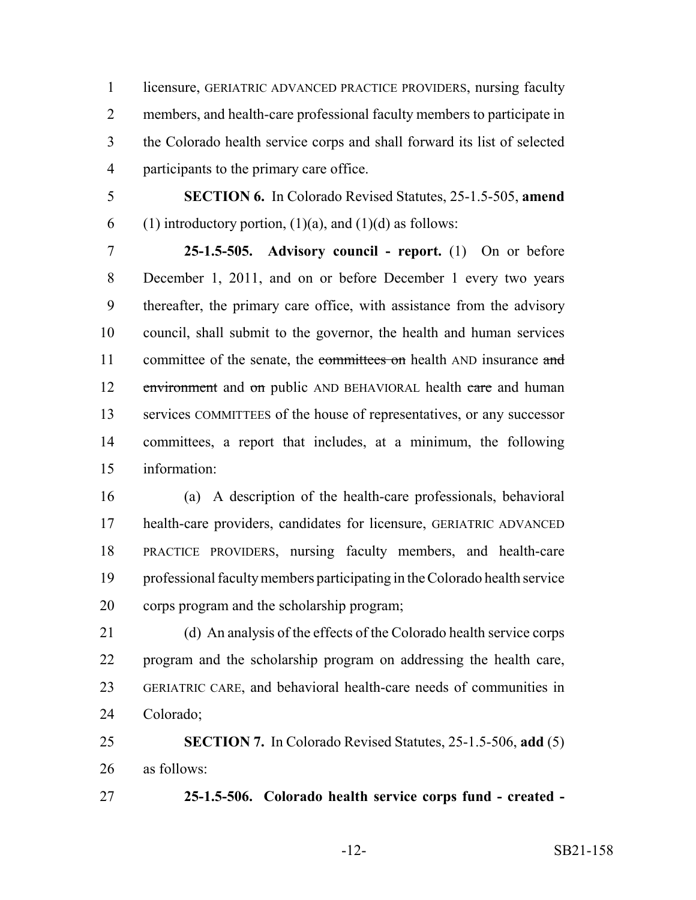licensure, GERIATRIC ADVANCED PRACTICE PROVIDERS, nursing faculty members, and health-care professional faculty members to participate in the Colorado health service corps and shall forward its list of selected participants to the primary care office.

**SECTION 6.** In Colorado Revised Statutes, 25-1.5-505, **amend** (1) introductory portion, (1)(a), and (1)(d) as follows:

**25-1.5-505. Advisory council - report.** (1) On or before December 1, 2011, and on or before December 1 every two years thereafter, the primary care office, with assistance from the advisory council, shall submit to the governor, the health and human services committee of the senate, the ~~committees on~~ health AND insurance ~~and environment~~ and ~~on~~ public AND BEHAVIORAL health ~~care~~ and human services COMMITTEES of the house of representatives, or any successor committees, a report that includes, at a minimum, the following information:

(a) A description of the health-care professionals, behavioral health-care providers, candidates for licensure, GERIATRIC ADVANCED PRACTICE PROVIDERS, nursing faculty members, and health-care professional faculty members participating in the Colorado health service corps program and the scholarship program;

(d) An analysis of the effects of the Colorado health service corps program and the scholarship program on addressing the health care, GERIATRIC CARE, and behavioral health-care needs of communities in Colorado;

**SECTION 7.** In Colorado Revised Statutes, 25-1.5-506, **add** (5) as follows:

**25-1.5-506. Colorado health service corps fund - created -**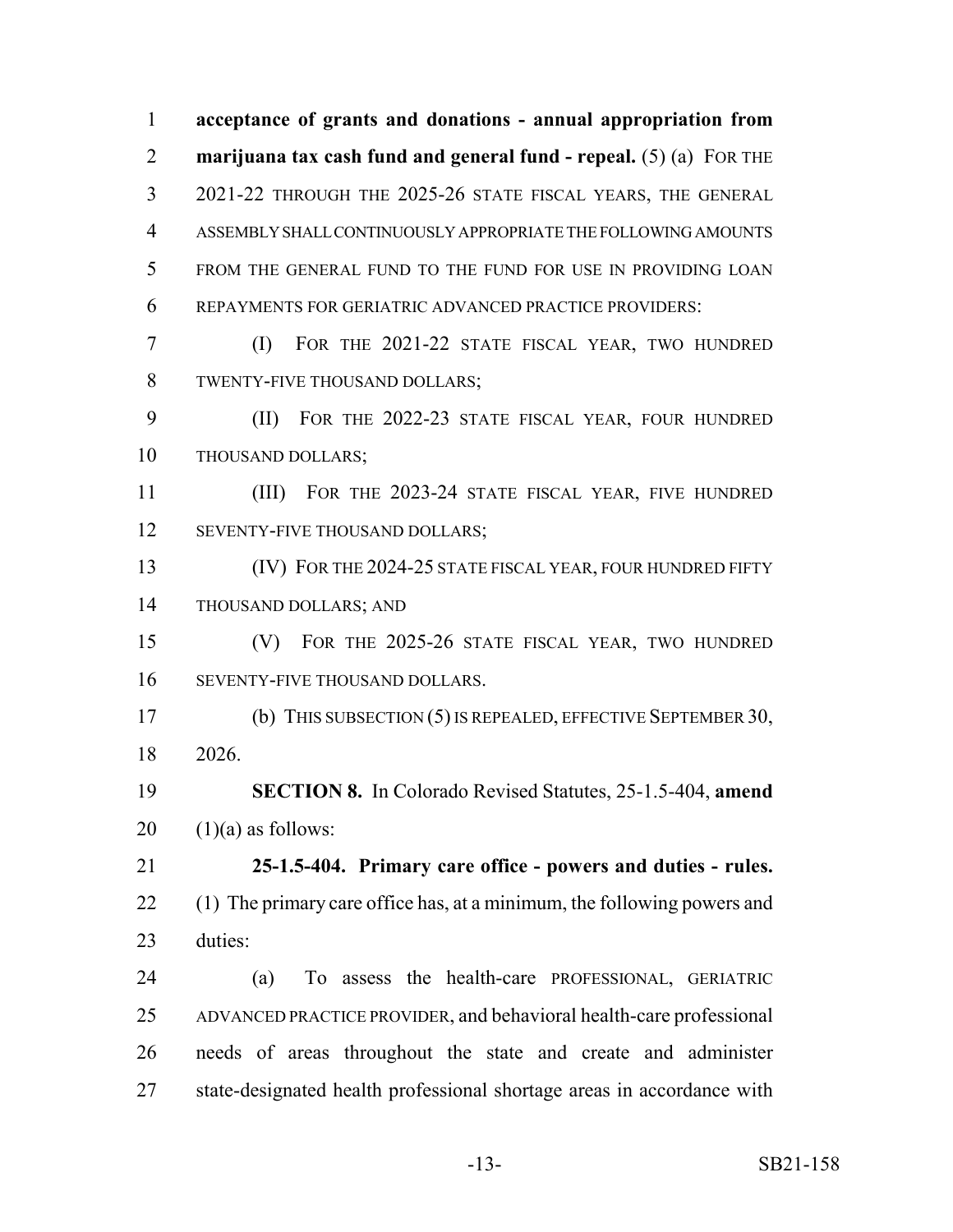**acceptance of grants and donations - annual appropriation from marijuana tax cash fund and general fund - repeal.** (5) (a) FOR THE 2021-22 THROUGH THE 2025-26 STATE FISCAL YEARS, THE GENERAL ASSEMBLY SHALL CONTINUOUSLY APPROPRIATE THE FOLLOWING AMOUNTS FROM THE GENERAL FUND TO THE FUND FOR USE IN PROVIDING LOAN REPAYMENTS FOR GERIATRIC ADVANCED PRACTICE PROVIDERS:

(I) FOR THE 2021-22 STATE FISCAL YEAR, TWO HUNDRED TWENTY-FIVE THOUSAND DOLLARS;

(II) FOR THE 2022-23 STATE FISCAL YEAR, FOUR HUNDRED THOUSAND DOLLARS;

(III) FOR THE 2023-24 STATE FISCAL YEAR, FIVE HUNDRED SEVENTY-FIVE THOUSAND DOLLARS;

(IV) FOR THE 2024-25 STATE FISCAL YEAR, FOUR HUNDRED FIFTY THOUSAND DOLLARS; AND

(V) FOR THE 2025-26 STATE FISCAL YEAR, TWO HUNDRED SEVENTY-FIVE THOUSAND DOLLARS.

(b) THIS SUBSECTION (5) IS REPEALED, EFFECTIVE SEPTEMBER 30, 2026.

**SECTION 8.** In Colorado Revised Statutes, 25-1.5-404, **amend** (1)(a) as follows:

**25-1.5-404. Primary care office - powers and duties - rules.** (1) The primary care office has, at a minimum, the following powers and duties:

(a) To assess the health-care PROFESSIONAL, GERIATRIC ADVANCED PRACTICE PROVIDER, and behavioral health-care professional needs of areas throughout the state and create and administer state-designated health professional shortage areas in accordance with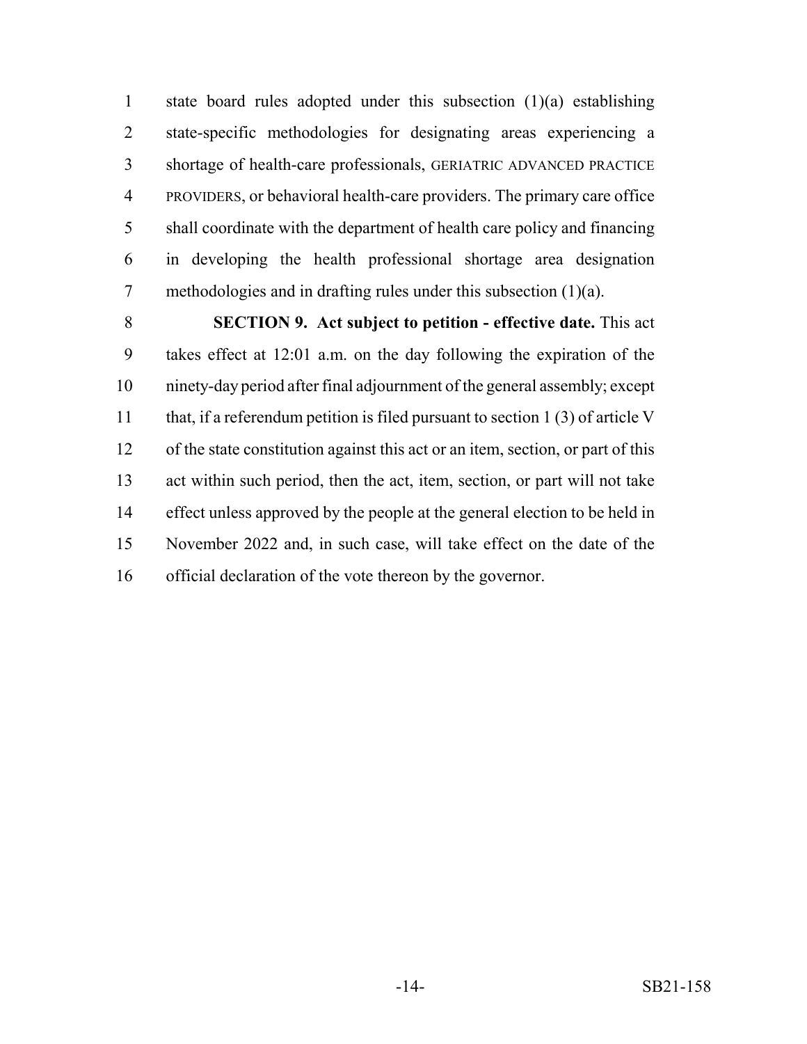state board rules adopted under this subsection (1)(a) establishing state-specific methodologies for designating areas experiencing a shortage of health-care professionals, GERIATRIC ADVANCED PRACTICE PROVIDERS, or behavioral health-care providers. The primary care office shall coordinate with the department of health care policy and financing in developing the health professional shortage area designation methodologies and in drafting rules under this subsection (1)(a).

**SECTION 9. Act subject to petition - effective date.** This act takes effect at 12:01 a.m. on the day following the expiration of the ninety-day period after final adjournment of the general assembly; except that, if a referendum petition is filed pursuant to section 1 (3) of article V of the state constitution against this act or an item, section, or part of this act within such period, then the act, item, section, or part will not take effect unless approved by the people at the general election to be held in November 2022 and, in such case, will take effect on the date of the official declaration of the vote thereon by the governor.